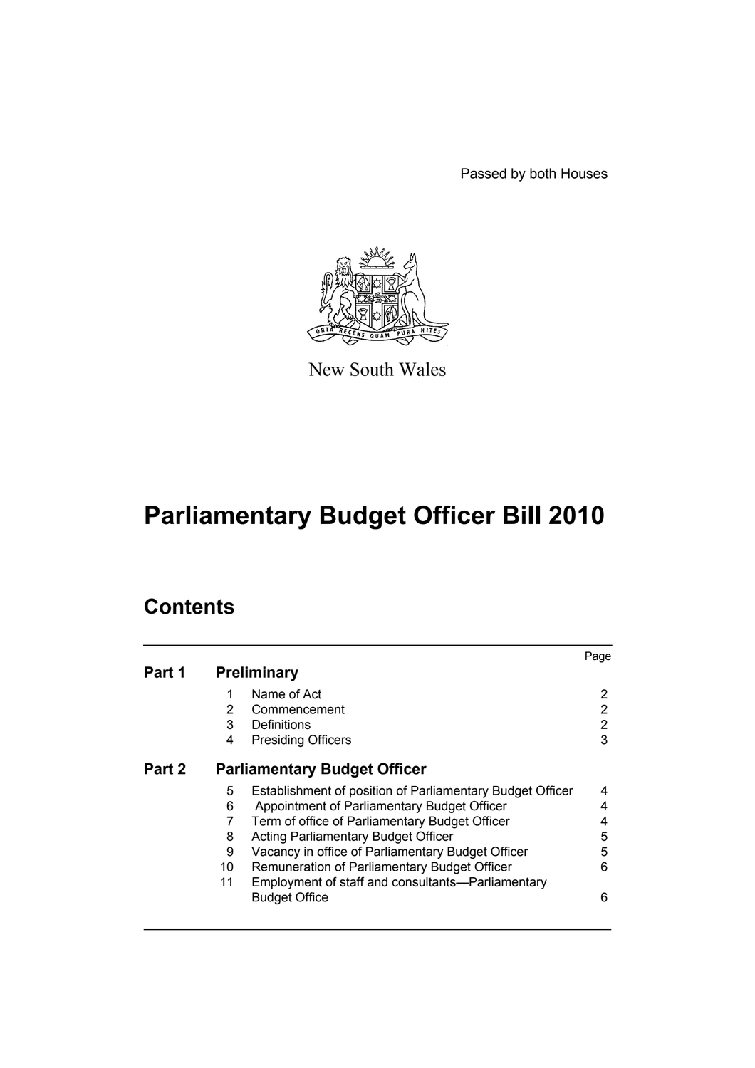Passed by both Houses

New South Wales

# Parliamentary Budget Officer Bill 2010

## Contents

| | | | Page |
|---|---|---|---|
| **Part 1** | **Preliminary** | | |
| | 1 | Name of Act | 2 |
| | 2 | Commencement | 2 |
| | 3 | Definitions | 2 |
| | 4 | Presiding Officers | 3 |
| **Part 2** | **Parliamentary Budget Officer** | | |
| | 5 | Establishment of position of Parliamentary Budget Officer | 4 |
| | 6 | Appointment of Parliamentary Budget Officer | 4 |
| | 7 | Term of office of Parliamentary Budget Officer | 4 |
| | 8 | Acting Parliamentary Budget Officer | 5 |
| | 9 | Vacancy in office of Parliamentary Budget Officer | 5 |
| | 10 | Remuneration of Parliamentary Budget Officer | 6 |
| | 11 | Employment of staff and consultants—Parliamentary Budget Office | 6 |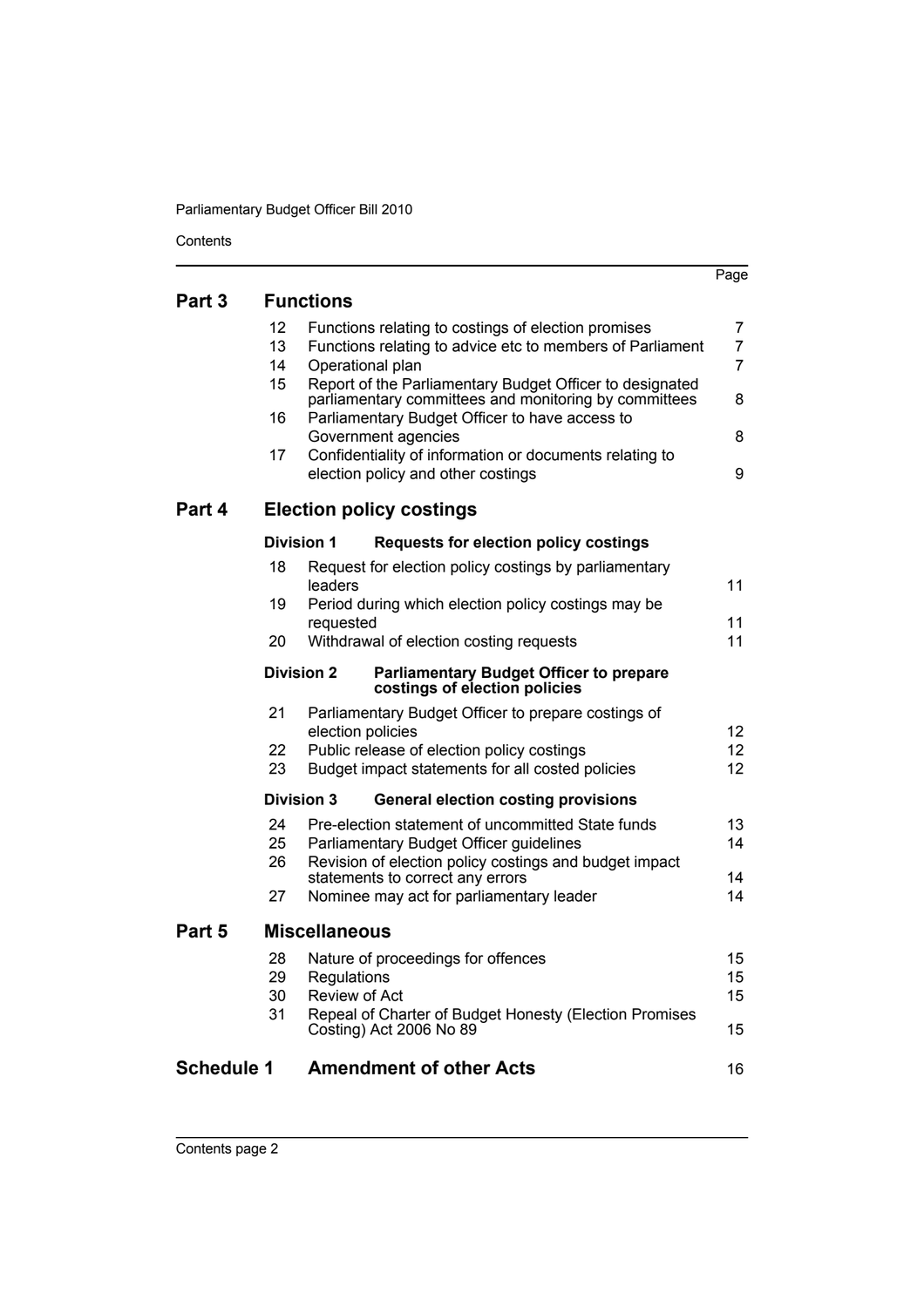| | | Page |
|---|---|---|
| **Part 3** | **Functions** | |
| 12 | Functions relating to costings of election promises | 7 |
| 13 | Functions relating to advice etc to members of Parliament | 7 |
| 14 | Operational plan | 7 |
| 15 | Report of the Parliamentary Budget Officer to designated parliamentary committees and monitoring by committees | 8 |
| 16 | Parliamentary Budget Officer to have access to Government agencies | 8 |
| 17 | Confidentiality of information or documents relating to election policy and other costings | 9 |
| **Part 4** | **Election policy costings** | |
| **Division 1** | **Requests for election policy costings** | |
| 18 | Request for election policy costings by parliamentary leaders | 11 |
| 19 | Period during which election policy costings may be requested | 11 |
| 20 | Withdrawal of election costing requests | 11 |
| **Division 2** | **Parliamentary Budget Officer to prepare costings of election policies** | |
| 21 | Parliamentary Budget Officer to prepare costings of election policies | 12 |
| 22 | Public release of election policy costings | 12 |
| 23 | Budget impact statements for all costed policies | 12 |
| **Division 3** | **General election costing provisions** | |
| 24 | Pre-election statement of uncommitted State funds | 13 |
| 25 | Parliamentary Budget Officer guidelines | 14 |
| 26 | Revision of election policy costings and budget impact statements to correct any errors | 14 |
| 27 | Nominee may act for parliamentary leader | 14 |
| **Part 5** | **Miscellaneous** | |
| 28 | Nature of proceedings for offences | 15 |
| 29 | Regulations | 15 |
| 30 | Review of Act | 15 |
| 31 | Repeal of Charter of Budget Honesty (Election Promises Costing) Act 2006 No 89 | 15 |
| **Schedule 1** | **Amendment of other Acts** | 16 |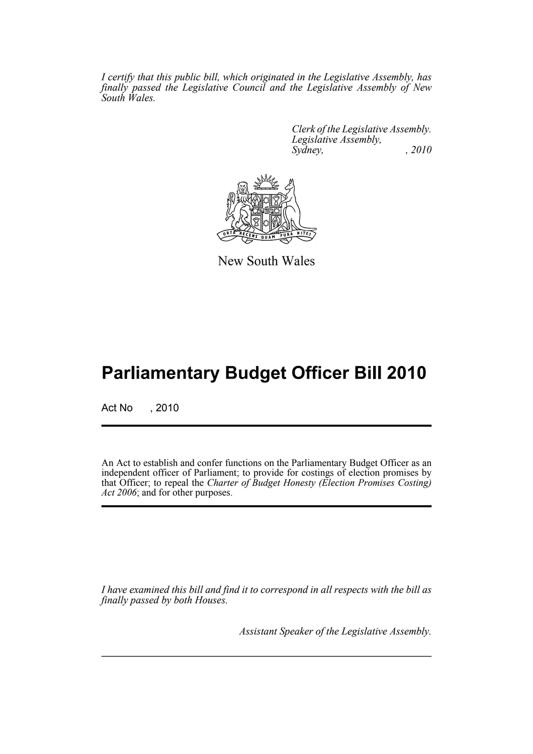*I certify that this public bill, which originated in the Legislative Assembly, has finally passed the Legislative Council and the Legislative Assembly of New South Wales.*

*Clerk of the Legislative Assembly.*
*Legislative Assembly,*
*Sydney, , 2010*

New South Wales

# Parliamentary Budget Officer Bill 2010

Act No , 2010

An Act to establish and confer functions on the Parliamentary Budget Officer as an independent officer of Parliament; to provide for costings of election promises by that Officer; to repeal the *Charter of Budget Honesty (Election Promises Costing) Act 2006*; and for other purposes.

*I have examined this bill and find it to correspond in all respects with the bill as finally passed by both Houses.*

*Assistant Speaker of the Legislative Assembly.*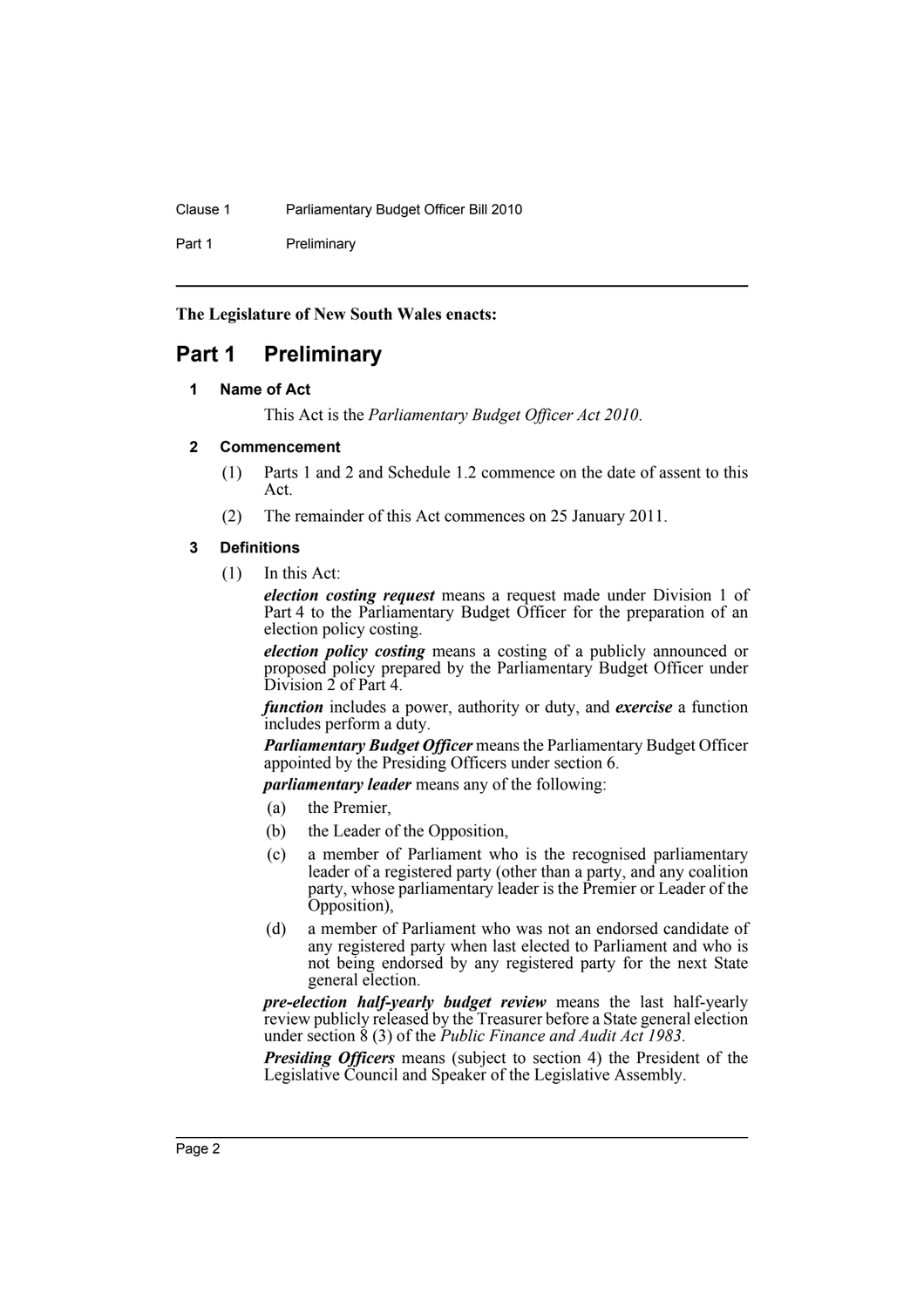**The Legislature of New South Wales enacts:**

# Part 1 Preliminary

## 1 Name of Act

This Act is the *Parliamentary Budget Officer Act 2010*.

## 2 Commencement

(1) Parts 1 and 2 and Schedule 1.2 commence on the date of assent to this Act.

(2) The remainder of this Act commences on 25 January 2011.

## 3 Definitions

(1) In this Act:

***election costing request*** means a request made under Division 1 of Part 4 to the Parliamentary Budget Officer for the preparation of an election policy costing.

***election policy costing*** means a costing of a publicly announced or proposed policy prepared by the Parliamentary Budget Officer under Division 2 of Part 4.

***function*** includes a power, authority or duty, and ***exercise*** a function includes perform a duty.

***Parliamentary Budget Officer*** means the Parliamentary Budget Officer appointed by the Presiding Officers under section 6.

***parliamentary leader*** means any of the following:

(a) the Premier,

(b) the Leader of the Opposition,

(c) a member of Parliament who is the recognised parliamentary leader of a registered party (other than a party, and any coalition party, whose parliamentary leader is the Premier or Leader of the Opposition),

(d) a member of Parliament who was not an endorsed candidate of any registered party when last elected to Parliament and who is not being endorsed by any registered party for the next State general election.

***pre-election half-yearly budget review*** means the last half-yearly review publicly released by the Treasurer before a State general election under section 8 (3) of the *Public Finance and Audit Act 1983*.

***Presiding Officers*** means (subject to section 4) the President of the Legislative Council and Speaker of the Legislative Assembly.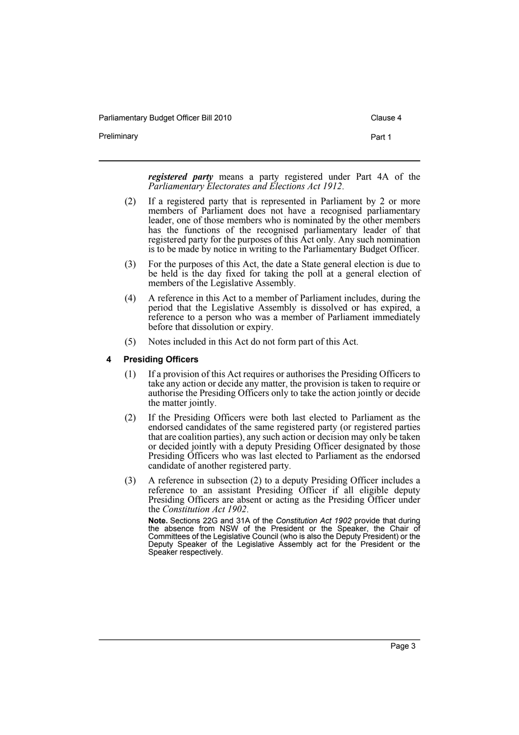***registered party*** means a party registered under Part 4A of the *Parliamentary Electorates and Elections Act 1912*.

(2) If a registered party that is represented in Parliament by 2 or more members of Parliament does not have a recognised parliamentary leader, one of those members who is nominated by the other members has the functions of the recognised parliamentary leader of that registered party for the purposes of this Act only. Any such nomination is to be made by notice in writing to the Parliamentary Budget Officer.

(3) For the purposes of this Act, the date a State general election is due to be held is the day fixed for taking the poll at a general election of members of the Legislative Assembly.

(4) A reference in this Act to a member of Parliament includes, during the period that the Legislative Assembly is dissolved or has expired, a reference to a person who was a member of Parliament immediately before that dissolution or expiry.

(5) Notes included in this Act do not form part of this Act.

### 4 Presiding Officers

(1) If a provision of this Act requires or authorises the Presiding Officers to take any action or decide any matter, the provision is taken to require or authorise the Presiding Officers only to take the action jointly or decide the matter jointly.

(2) If the Presiding Officers were both last elected to Parliament as the endorsed candidates of the same registered party (or registered parties that are coalition parties), any such action or decision may only be taken or decided jointly with a deputy Presiding Officer designated by those Presiding Officers who was last elected to Parliament as the endorsed candidate of another registered party.

(3) A reference in subsection (2) to a deputy Presiding Officer includes a reference to an assistant Presiding Officer if all eligible deputy Presiding Officers are absent or acting as the Presiding Officer under the *Constitution Act 1902*.

**Note.** Sections 22G and 31A of the *Constitution Act 1902* provide that during the absence from NSW of the President or the Speaker, the Chair of Committees of the Legislative Council (who is also the Deputy President) or the Deputy Speaker of the Legislative Assembly act for the President or the Speaker respectively.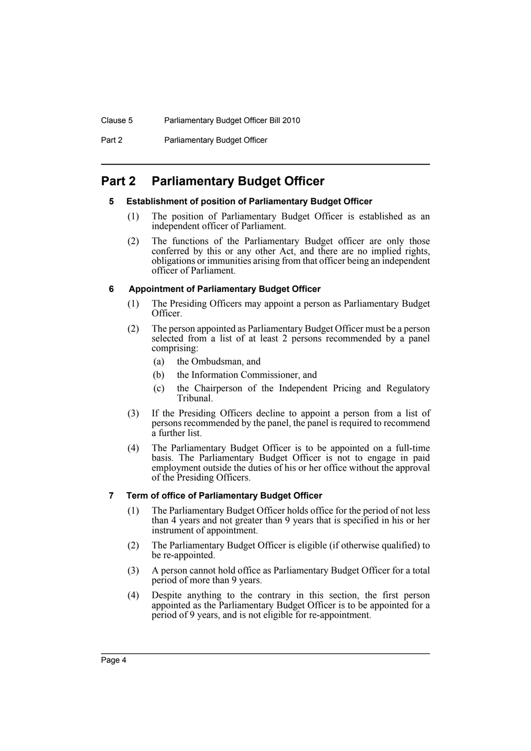# Part 2 Parliamentary Budget Officer

## 5 Establishment of position of Parliamentary Budget Officer

(1) The position of Parliamentary Budget Officer is established as an independent officer of Parliament.

(2) The functions of the Parliamentary Budget officer are only those conferred by this or any other Act, and there are no implied rights, obligations or immunities arising from that officer being an independent officer of Parliament.

## 6 Appointment of Parliamentary Budget Officer

(1) The Presiding Officers may appoint a person as Parliamentary Budget Officer.

(2) The person appointed as Parliamentary Budget Officer must be a person selected from a list of at least 2 persons recommended by a panel comprising:

- (a) the Ombudsman, and
- (b) the Information Commissioner, and
- (c) the Chairperson of the Independent Pricing and Regulatory Tribunal.

(3) If the Presiding Officers decline to appoint a person from a list of persons recommended by the panel, the panel is required to recommend a further list.

(4) The Parliamentary Budget Officer is to be appointed on a full-time basis. The Parliamentary Budget Officer is not to engage in paid employment outside the duties of his or her office without the approval of the Presiding Officers.

## 7 Term of office of Parliamentary Budget Officer

(1) The Parliamentary Budget Officer holds office for the period of not less than 4 years and not greater than 9 years that is specified in his or her instrument of appointment.

(2) The Parliamentary Budget Officer is eligible (if otherwise qualified) to be re-appointed.

(3) A person cannot hold office as Parliamentary Budget Officer for a total period of more than 9 years.

(4) Despite anything to the contrary in this section, the first person appointed as the Parliamentary Budget Officer is to be appointed for a period of 9 years, and is not eligible for re-appointment.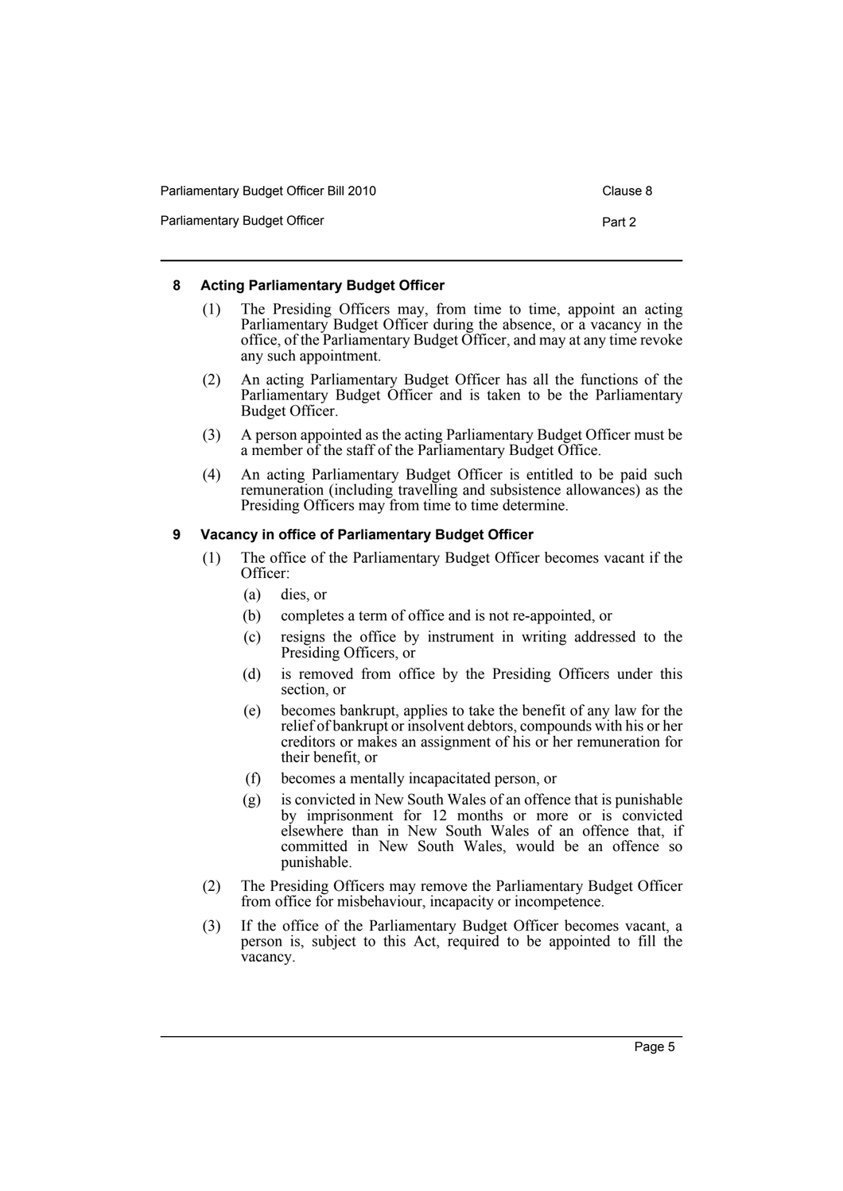### 8 Acting Parliamentary Budget Officer

(1) The Presiding Officers may, from time to time, appoint an acting Parliamentary Budget Officer during the absence, or a vacancy in the office, of the Parliamentary Budget Officer, and may at any time revoke any such appointment.

(2) An acting Parliamentary Budget Officer has all the functions of the Parliamentary Budget Officer and is taken to be the Parliamentary Budget Officer.

(3) A person appointed as the acting Parliamentary Budget Officer must be a member of the staff of the Parliamentary Budget Office.

(4) An acting Parliamentary Budget Officer is entitled to be paid such remuneration (including travelling and subsistence allowances) as the Presiding Officers may from time to time determine.

### 9 Vacancy in office of Parliamentary Budget Officer

(1) The office of the Parliamentary Budget Officer becomes vacant if the Officer:

- (a) dies, or
- (b) completes a term of office and is not re-appointed, or
- (c) resigns the office by instrument in writing addressed to the Presiding Officers, or
- (d) is removed from office by the Presiding Officers under this section, or
- (e) becomes bankrupt, applies to take the benefit of any law for the relief of bankrupt or insolvent debtors, compounds with his or her creditors or makes an assignment of his or her remuneration for their benefit, or
- (f) becomes a mentally incapacitated person, or
- (g) is convicted in New South Wales of an offence that is punishable by imprisonment for 12 months or more or is convicted elsewhere than in New South Wales of an offence that, if committed in New South Wales, would be an offence so punishable.

(2) The Presiding Officers may remove the Parliamentary Budget Officer from office for misbehaviour, incapacity or incompetence.

(3) If the office of the Parliamentary Budget Officer becomes vacant, a person is, subject to this Act, required to be appointed to fill the vacancy.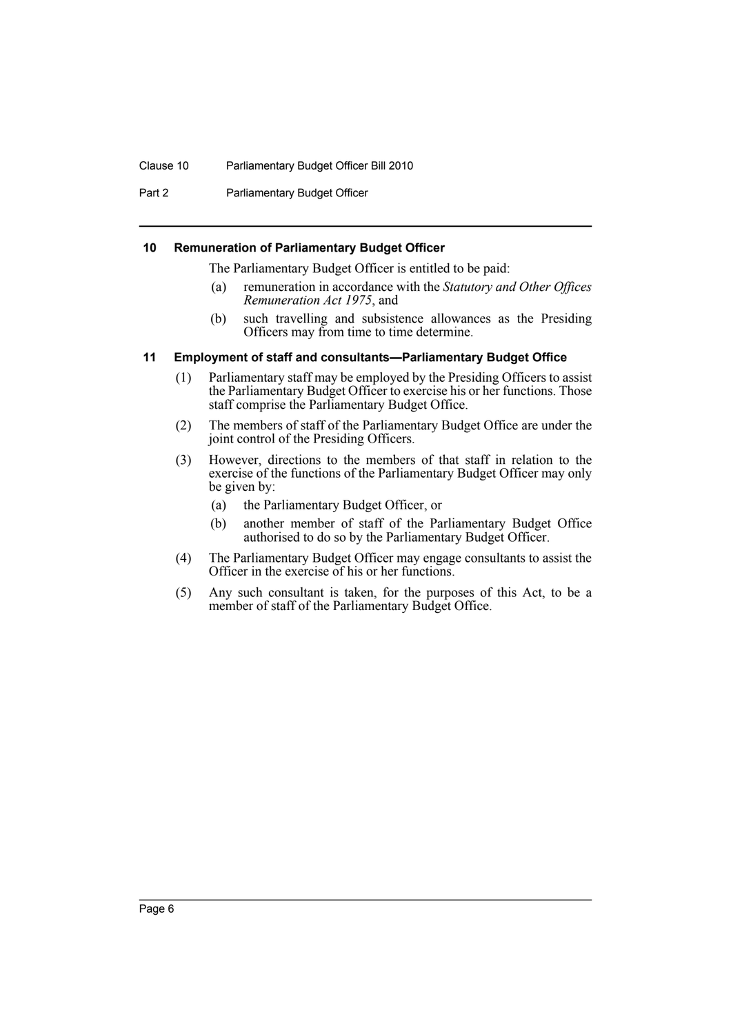### 10 Remuneration of Parliamentary Budget Officer

The Parliamentary Budget Officer is entitled to be paid:

(a) remuneration in accordance with the *Statutory and Other Offices Remuneration Act 1975*, and

(b) such travelling and subsistence allowances as the Presiding Officers may from time to time determine.

### 11 Employment of staff and consultants—Parliamentary Budget Office

(1) Parliamentary staff may be employed by the Presiding Officers to assist the Parliamentary Budget Officer to exercise his or her functions. Those staff comprise the Parliamentary Budget Office.

(2) The members of staff of the Parliamentary Budget Office are under the joint control of the Presiding Officers.

(3) However, directions to the members of that staff in relation to the exercise of the functions of the Parliamentary Budget Officer may only be given by:

(a) the Parliamentary Budget Officer, or

(b) another member of staff of the Parliamentary Budget Office authorised to do so by the Parliamentary Budget Officer.

(4) The Parliamentary Budget Officer may engage consultants to assist the Officer in the exercise of his or her functions.

(5) Any such consultant is taken, for the purposes of this Act, to be a member of staff of the Parliamentary Budget Office.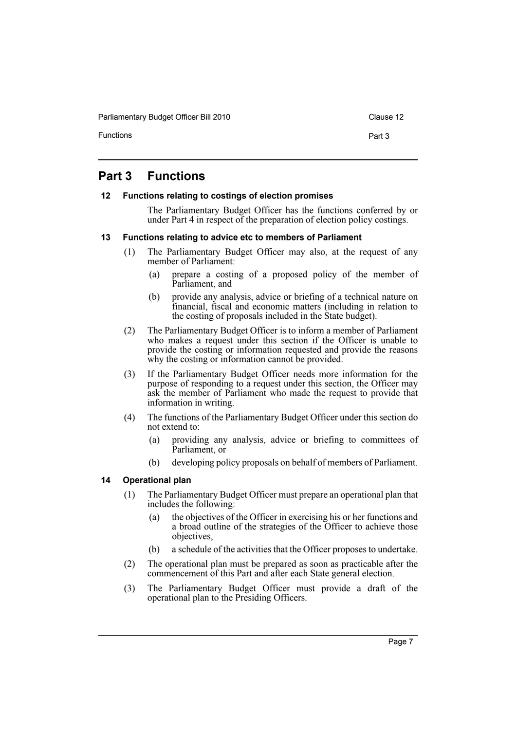## Part 3 Functions

### 12 Functions relating to costings of election promises

The Parliamentary Budget Officer has the functions conferred by or under Part 4 in respect of the preparation of election policy costings.

### 13 Functions relating to advice etc to members of Parliament

(1) The Parliamentary Budget Officer may also, at the request of any member of Parliament:

(a) prepare a costing of a proposed policy of the member of Parliament, and

(b) provide any analysis, advice or briefing of a technical nature on financial, fiscal and economic matters (including in relation to the costing of proposals included in the State budget).

(2) The Parliamentary Budget Officer is to inform a member of Parliament who makes a request under this section if the Officer is unable to provide the costing or information requested and provide the reasons why the costing or information cannot be provided.

(3) If the Parliamentary Budget Officer needs more information for the purpose of responding to a request under this section, the Officer may ask the member of Parliament who made the request to provide that information in writing.

(4) The functions of the Parliamentary Budget Officer under this section do not extend to:

(a) providing any analysis, advice or briefing to committees of Parliament, or

(b) developing policy proposals on behalf of members of Parliament.

### 14 Operational plan

(1) The Parliamentary Budget Officer must prepare an operational plan that includes the following:

(a) the objectives of the Officer in exercising his or her functions and a broad outline of the strategies of the Officer to achieve those objectives,

(b) a schedule of the activities that the Officer proposes to undertake.

(2) The operational plan must be prepared as soon as practicable after the commencement of this Part and after each State general election.

(3) The Parliamentary Budget Officer must provide a draft of the operational plan to the Presiding Officers.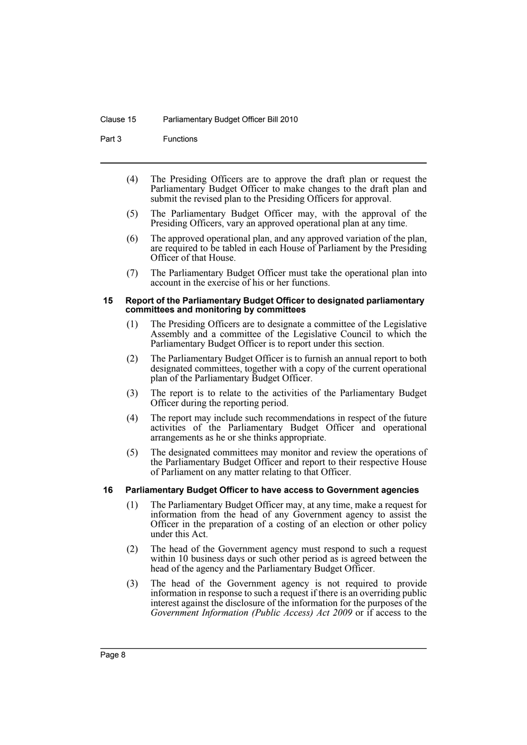(4) The Presiding Officers are to approve the draft plan or request the Parliamentary Budget Officer to make changes to the draft plan and submit the revised plan to the Presiding Officers for approval.

(5) The Parliamentary Budget Officer may, with the approval of the Presiding Officers, vary an approved operational plan at any time.

(6) The approved operational plan, and any approved variation of the plan, are required to be tabled in each House of Parliament by the Presiding Officer of that House.

(7) The Parliamentary Budget Officer must take the operational plan into account in the exercise of his or her functions.

### 15 Report of the Parliamentary Budget Officer to designated parliamentary committees and monitoring by committees

(1) The Presiding Officers are to designate a committee of the Legislative Assembly and a committee of the Legislative Council to which the Parliamentary Budget Officer is to report under this section.

(2) The Parliamentary Budget Officer is to furnish an annual report to both designated committees, together with a copy of the current operational plan of the Parliamentary Budget Officer.

(3) The report is to relate to the activities of the Parliamentary Budget Officer during the reporting period.

(4) The report may include such recommendations in respect of the future activities of the Parliamentary Budget Officer and operational arrangements as he or she thinks appropriate.

(5) The designated committees may monitor and review the operations of the Parliamentary Budget Officer and report to their respective House of Parliament on any matter relating to that Officer.

### 16 Parliamentary Budget Officer to have access to Government agencies

(1) The Parliamentary Budget Officer may, at any time, make a request for information from the head of any Government agency to assist the Officer in the preparation of a costing of an election or other policy under this Act.

(2) The head of the Government agency must respond to such a request within 10 business days or such other period as is agreed between the head of the agency and the Parliamentary Budget Officer.

(3) The head of the Government agency is not required to provide information in response to such a request if there is an overriding public interest against the disclosure of the information for the purposes of the *Government Information (Public Access) Act 2009* or if access to the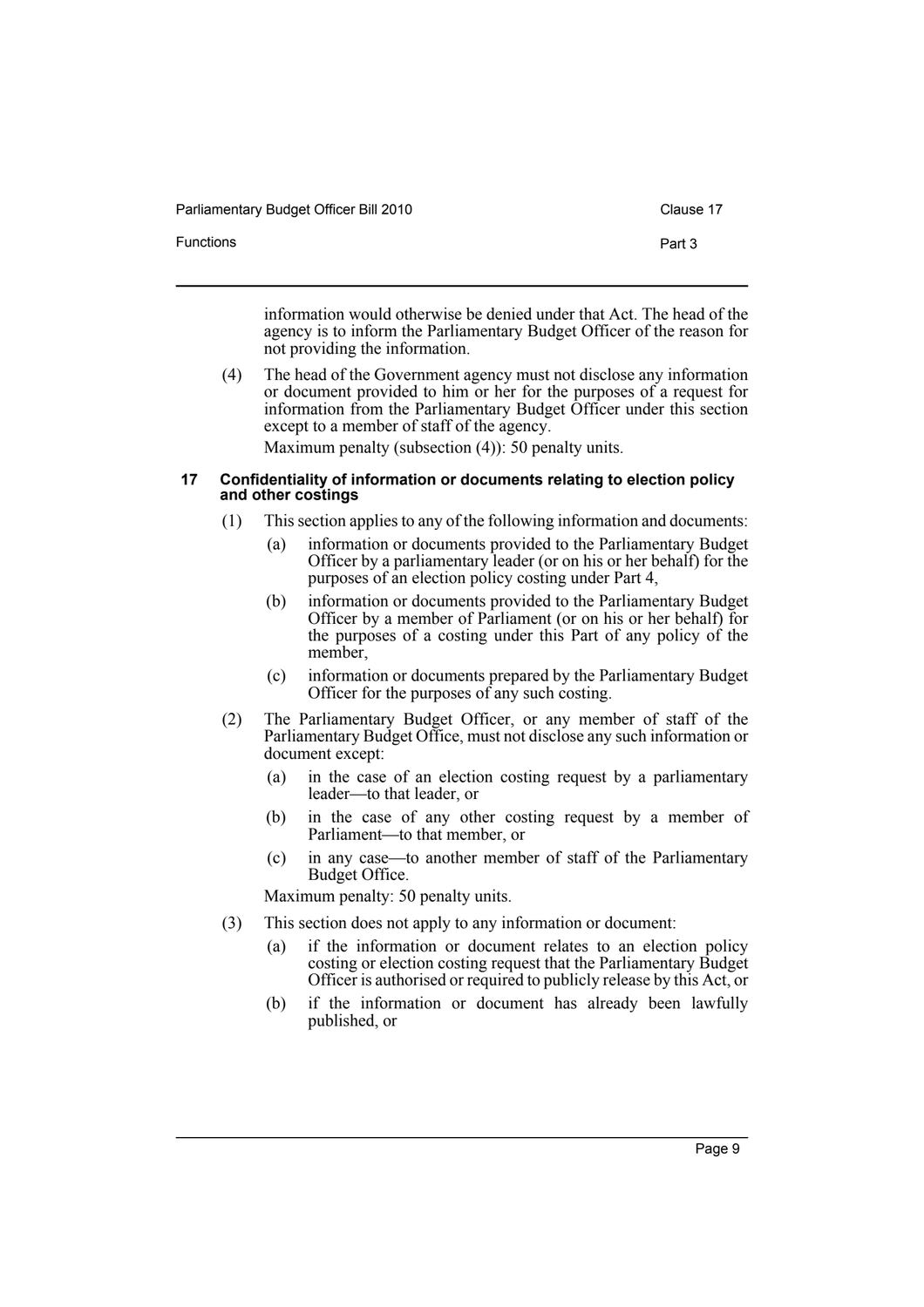information would otherwise be denied under that Act. The head of the agency is to inform the Parliamentary Budget Officer of the reason for not providing the information.

(4) The head of the Government agency must not disclose any information or document provided to him or her for the purposes of a request for information from the Parliamentary Budget Officer under this section except to a member of staff of the agency.

Maximum penalty (subsection (4)): 50 penalty units.

### 17 Confidentiality of information or documents relating to election policy and other costings

(1) This section applies to any of the following information and documents:

- (a) information or documents provided to the Parliamentary Budget Officer by a parliamentary leader (or on his or her behalf) for the purposes of an election policy costing under Part 4,
- (b) information or documents provided to the Parliamentary Budget Officer by a member of Parliament (or on his or her behalf) for the purposes of a costing under this Part of any policy of the member,
- (c) information or documents prepared by the Parliamentary Budget Officer for the purposes of any such costing.

(2) The Parliamentary Budget Officer, or any member of staff of the Parliamentary Budget Office, must not disclose any such information or document except:

- (a) in the case of an election costing request by a parliamentary leader—to that leader, or
- (b) in the case of any other costing request by a member of Parliament—to that member, or
- (c) in any case—to another member of staff of the Parliamentary Budget Office.

Maximum penalty: 50 penalty units.

(3) This section does not apply to any information or document:

- (a) if the information or document relates to an election policy costing or election costing request that the Parliamentary Budget Officer is authorised or required to publicly release by this Act, or
- (b) if the information or document has already been lawfully published, or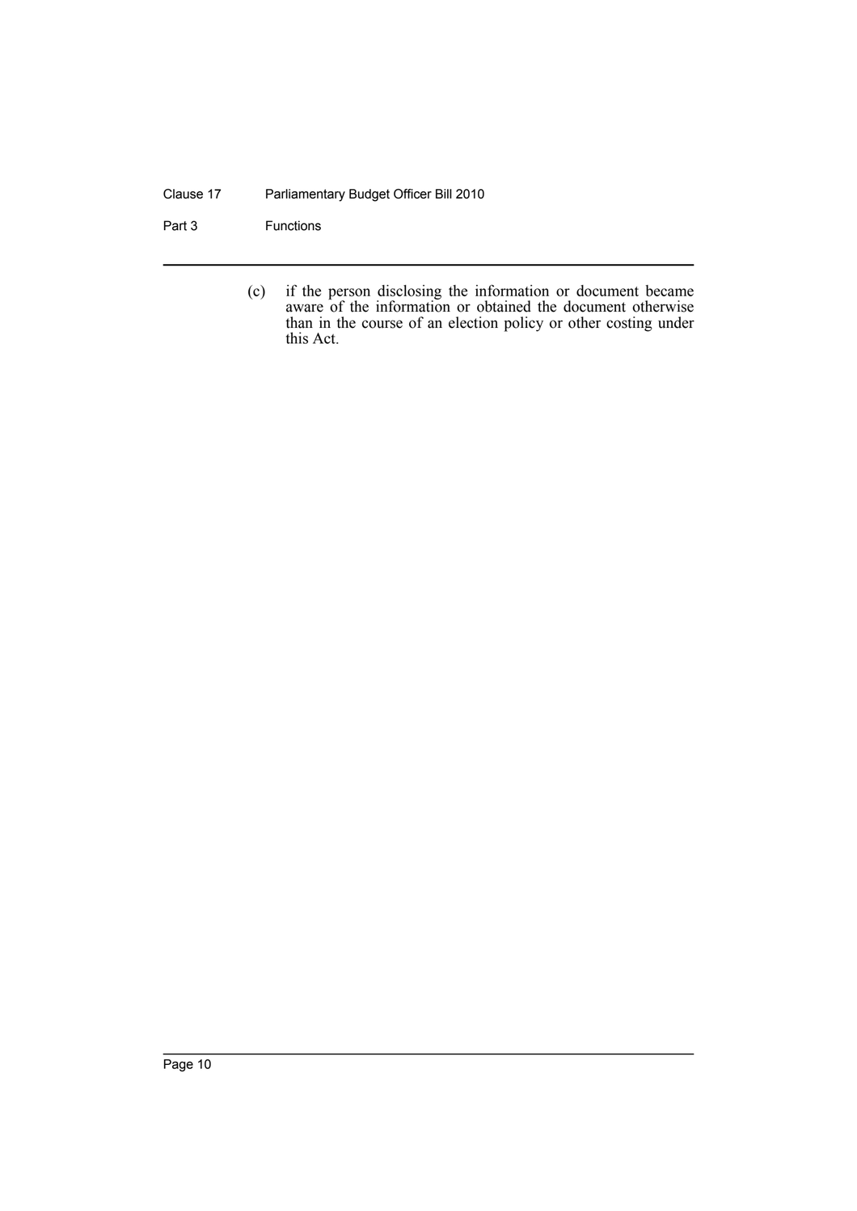(c) if the person disclosing the information or document became aware of the information or obtained the document otherwise than in the course of an election policy or other costing under this Act.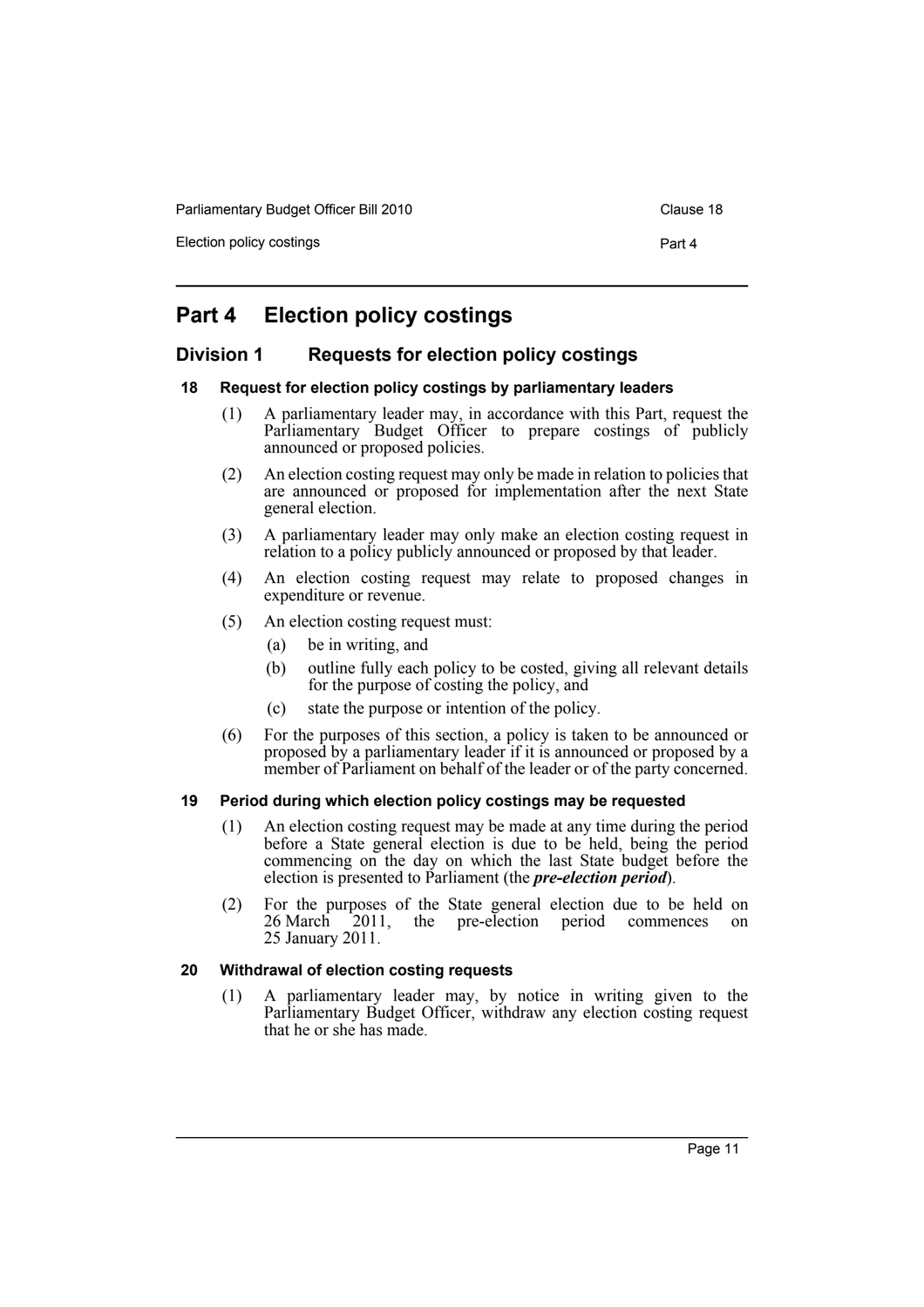# Part 4 Election policy costings

## Division 1 Requests for election policy costings

### 18 Request for election policy costings by parliamentary leaders

(1) A parliamentary leader may, in accordance with this Part, request the Parliamentary Budget Officer to prepare costings of publicly announced or proposed policies.

(2) An election costing request may only be made in relation to policies that are announced or proposed for implementation after the next State general election.

(3) A parliamentary leader may only make an election costing request in relation to a policy publicly announced or proposed by that leader.

(4) An election costing request may relate to proposed changes in expenditure or revenue.

(5) An election costing request must:

- (a) be in writing, and
- (b) outline fully each policy to be costed, giving all relevant details for the purpose of costing the policy, and
- (c) state the purpose or intention of the policy.

(6) For the purposes of this section, a policy is taken to be announced or proposed by a parliamentary leader if it is announced or proposed by a member of Parliament on behalf of the leader or of the party concerned.

### 19 Period during which election policy costings may be requested

(1) An election costing request may be made at any time during the period before a State general election is due to be held, being the period commencing on the day on which the last State budget before the election is presented to Parliament (the ***pre-election period***).

(2) For the purposes of the State general election due to be held on 26 March 2011, the pre-election period commences on 25 January 2011.

### 20 Withdrawal of election costing requests

(1) A parliamentary leader may, by notice in writing given to the Parliamentary Budget Officer, withdraw any election costing request that he or she has made.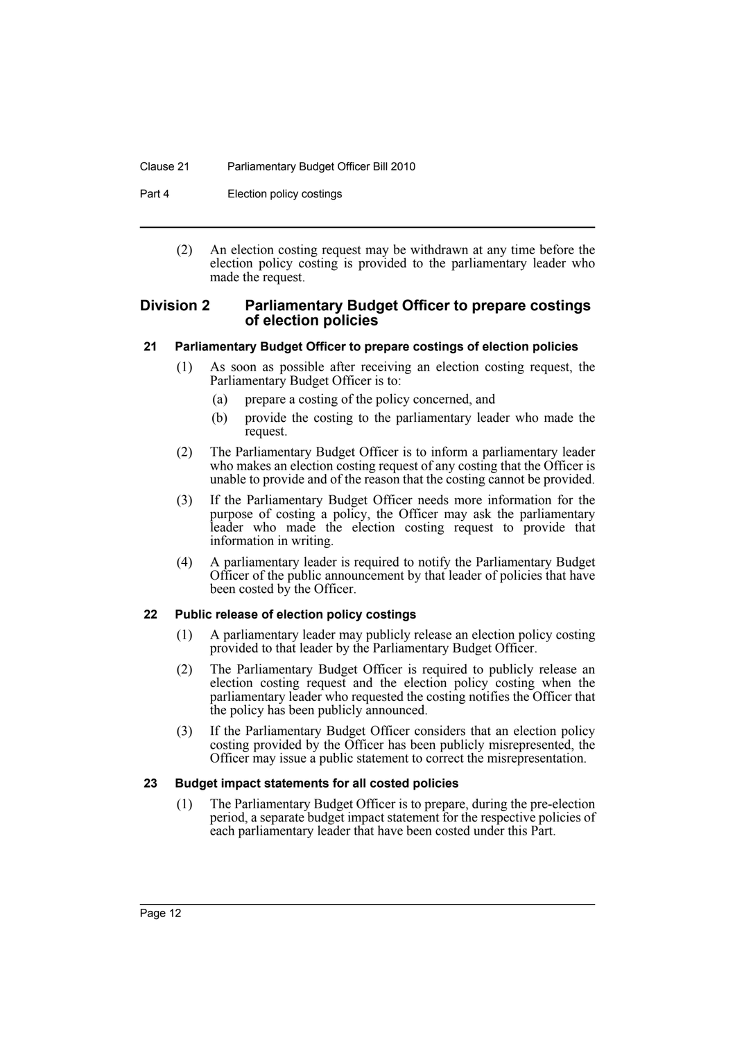(2) An election costing request may be withdrawn at any time before the election policy costing is provided to the parliamentary leader who made the request.

## Division 2 Parliamentary Budget Officer to prepare costings of election policies

### 21 Parliamentary Budget Officer to prepare costings of election policies

(1) As soon as possible after receiving an election costing request, the Parliamentary Budget Officer is to:

(a) prepare a costing of the policy concerned, and

(b) provide the costing to the parliamentary leader who made the request.

(2) The Parliamentary Budget Officer is to inform a parliamentary leader who makes an election costing request of any costing that the Officer is unable to provide and of the reason that the costing cannot be provided.

(3) If the Parliamentary Budget Officer needs more information for the purpose of costing a policy, the Officer may ask the parliamentary leader who made the election costing request to provide that information in writing.

(4) A parliamentary leader is required to notify the Parliamentary Budget Officer of the public announcement by that leader of policies that have been costed by the Officer.

### 22 Public release of election policy costings

(1) A parliamentary leader may publicly release an election policy costing provided to that leader by the Parliamentary Budget Officer.

(2) The Parliamentary Budget Officer is required to publicly release an election costing request and the election policy costing when the parliamentary leader who requested the costing notifies the Officer that the policy has been publicly announced.

(3) If the Parliamentary Budget Officer considers that an election policy costing provided by the Officer has been publicly misrepresented, the Officer may issue a public statement to correct the misrepresentation.

### 23 Budget impact statements for all costed policies

(1) The Parliamentary Budget Officer is to prepare, during the pre-election period, a separate budget impact statement for the respective policies of each parliamentary leader that have been costed under this Part.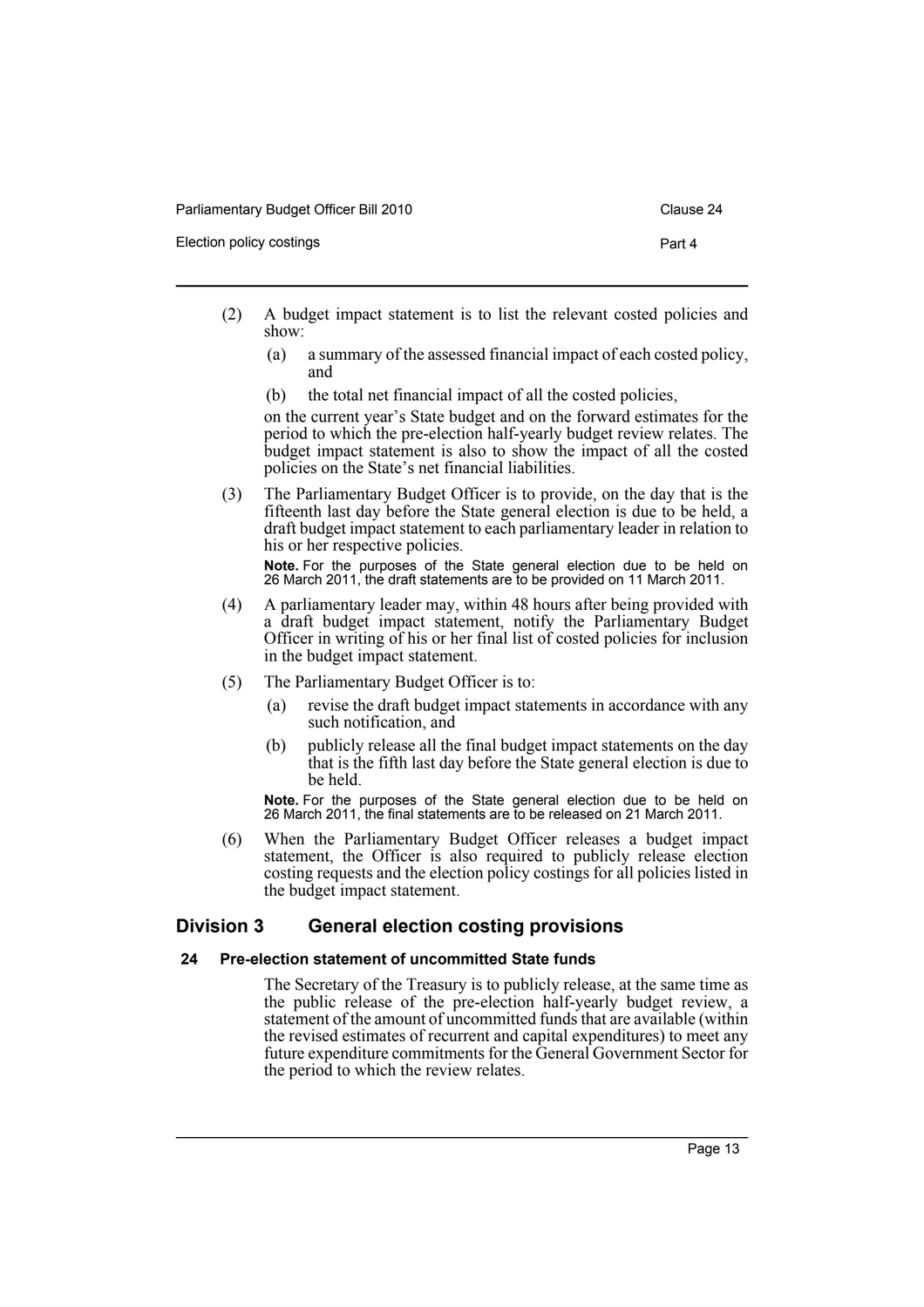(2) A budget impact statement is to list the relevant costed policies and show:

(a) a summary of the assessed financial impact of each costed policy, and

(b) the total net financial impact of all the costed policies,

on the current year's State budget and on the forward estimates for the period to which the pre-election half-yearly budget review relates. The budget impact statement is also to show the impact of all the costed policies on the State's net financial liabilities.

(3) The Parliamentary Budget Officer is to provide, on the day that is the fifteenth last day before the State general election is due to be held, a draft budget impact statement to each parliamentary leader in relation to his or her respective policies.

**Note.** For the purposes of the State general election due to be held on 26 March 2011, the draft statements are to be provided on 11 March 2011.

(4) A parliamentary leader may, within 48 hours after being provided with a draft budget impact statement, notify the Parliamentary Budget Officer in writing of his or her final list of costed policies for inclusion in the budget impact statement.

(5) The Parliamentary Budget Officer is to:

(a) revise the draft budget impact statements in accordance with any such notification, and

(b) publicly release all the final budget impact statements on the day that is the fifth last day before the State general election is due to be held.

**Note.** For the purposes of the State general election due to be held on 26 March 2011, the final statements are to be released on 21 March 2011.

(6) When the Parliamentary Budget Officer releases a budget impact statement, the Officer is also required to publicly release election costing requests and the election policy costings for all policies listed in the budget impact statement.

## Division 3 General election costing provisions

### 24 Pre-election statement of uncommitted State funds

The Secretary of the Treasury is to publicly release, at the same time as the public release of the pre-election half-yearly budget review, a statement of the amount of uncommitted funds that are available (within the revised estimates of recurrent and capital expenditures) to meet any future expenditure commitments for the General Government Sector for the period to which the review relates.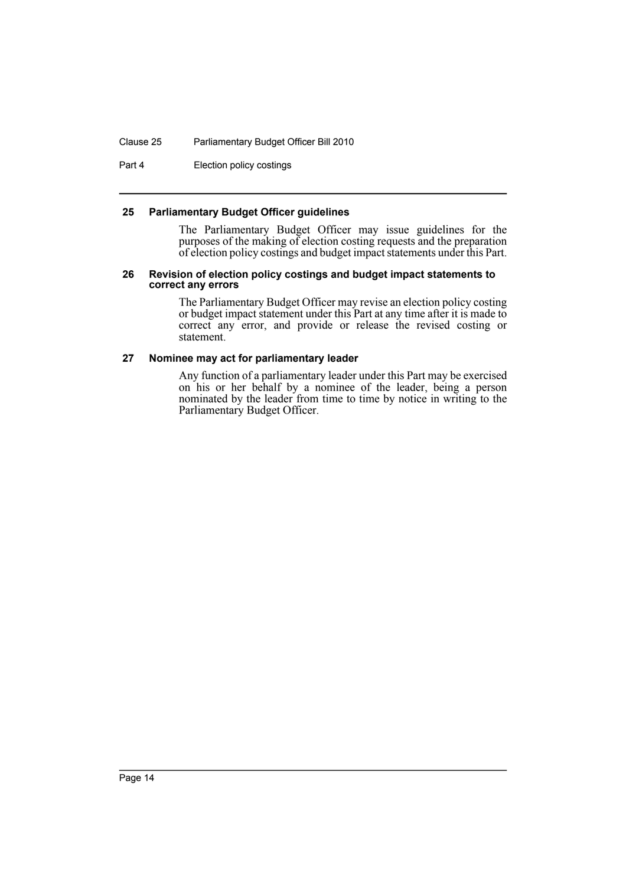#### 25 Parliamentary Budget Officer guidelines

The Parliamentary Budget Officer may issue guidelines for the purposes of the making of election costing requests and the preparation of election policy costings and budget impact statements under this Part.

#### 26 Revision of election policy costings and budget impact statements to correct any errors

The Parliamentary Budget Officer may revise an election policy costing or budget impact statement under this Part at any time after it is made to correct any error, and provide or release the revised costing or statement.

#### 27 Nominee may act for parliamentary leader

Any function of a parliamentary leader under this Part may be exercised on his or her behalf by a nominee of the leader, being a person nominated by the leader from time to time by notice in writing to the Parliamentary Budget Officer.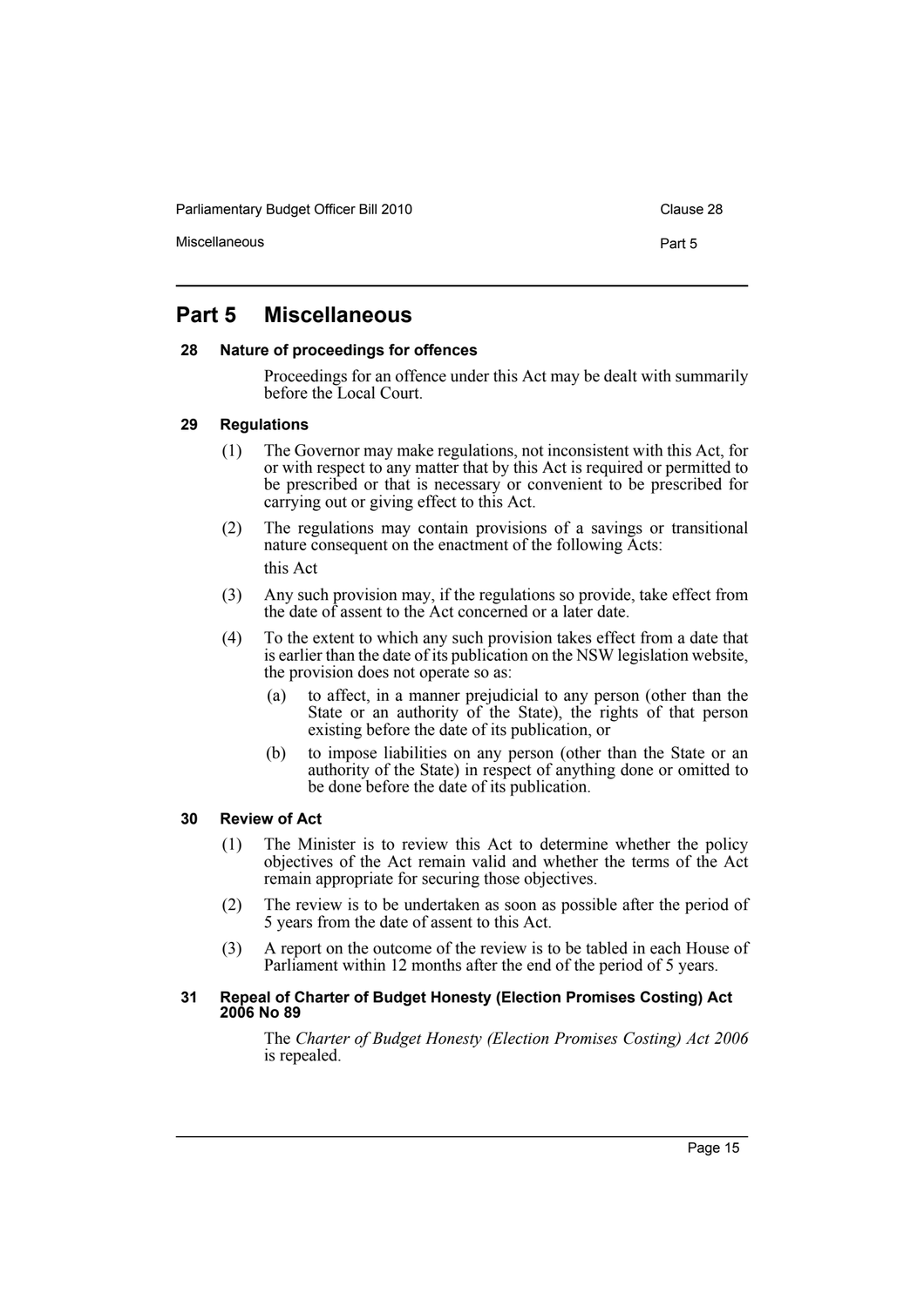# Part 5 Miscellaneous

### 28 Nature of proceedings for offences

Proceedings for an offence under this Act may be dealt with summarily before the Local Court.

### 29 Regulations

(1) The Governor may make regulations, not inconsistent with this Act, for or with respect to any matter that by this Act is required or permitted to be prescribed or that is necessary or convenient to be prescribed for carrying out or giving effect to this Act.

(2) The regulations may contain provisions of a savings or transitional nature consequent on the enactment of the following Acts:

this Act

(3) Any such provision may, if the regulations so provide, take effect from the date of assent to the Act concerned or a later date.

(4) To the extent to which any such provision takes effect from a date that is earlier than the date of its publication on the NSW legislation website, the provision does not operate so as:

(a) to affect, in a manner prejudicial to any person (other than the State or an authority of the State), the rights of that person existing before the date of its publication, or

(b) to impose liabilities on any person (other than the State or an authority of the State) in respect of anything done or omitted to be done before the date of its publication.

### 30 Review of Act

(1) The Minister is to review this Act to determine whether the policy objectives of the Act remain valid and whether the terms of the Act remain appropriate for securing those objectives.

(2) The review is to be undertaken as soon as possible after the period of 5 years from the date of assent to this Act.

(3) A report on the outcome of the review is to be tabled in each House of Parliament within 12 months after the end of the period of 5 years.

### 31 Repeal of Charter of Budget Honesty (Election Promises Costing) Act 2006 No 89

The *Charter of Budget Honesty (Election Promises Costing) Act 2006* is repealed.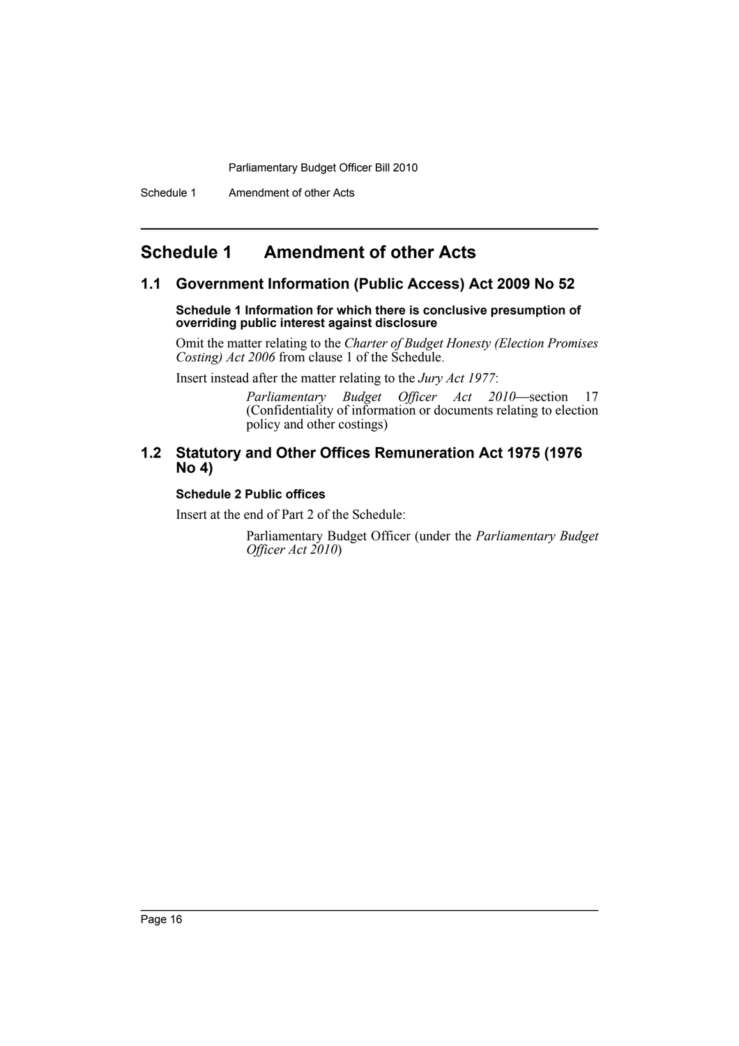# Schedule 1 Amendment of other Acts

## 1.1 Government Information (Public Access) Act 2009 No 52

### Schedule 1 Information for which there is conclusive presumption of overriding public interest against disclosure

Omit the matter relating to the *Charter of Budget Honesty (Election Promises Costing) Act 2006* from clause 1 of the Schedule.

Insert instead after the matter relating to the *Jury Act 1977*:

> *Parliamentary Budget Officer Act 2010*—section 17 (Confidentiality of information or documents relating to election policy and other costings)

## 1.2 Statutory and Other Offices Remuneration Act 1975 (1976 No 4)

### Schedule 2 Public offices

Insert at the end of Part 2 of the Schedule:

> Parliamentary Budget Officer (under the *Parliamentary Budget Officer Act 2010*)